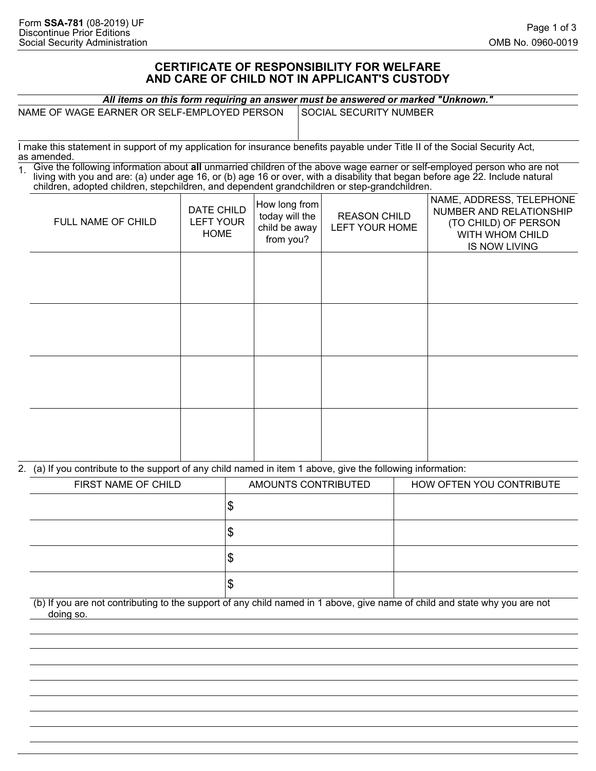Form **SSA-781** (08-2019) UF
Discontinue Prior Editions
Social Security Administration

OMB No. 0960-0019

# CERTIFICATE OF RESPONSIBILITY FOR WELFARE AND CARE OF CHILD NOT IN APPLICANT'S CUSTODY

***All items on this form requiring an answer must be answered or marked "Unknown."***

| NAME OF WAGE EARNER OR SELF-EMPLOYED PERSON | SOCIAL SECURITY NUMBER |
| --- | --- |
| | |

I make this statement in support of my application for insurance benefits payable under Title II of the Social Security Act, as amended.

1. Give the following information about **all** unmarried children of the above wage earner or self-employed person who are not living with you and are: (a) under age 16, or (b) age 16 or over, with a disability that began before age 22. Include natural children, adopted children, stepchildren, and dependent grandchildren or step-grandchildren.

| FULL NAME OF CHILD | DATE CHILD LEFT YOUR HOME | How long from today will the child be away from you? | REASON CHILD LEFT YOUR HOME | NAME, ADDRESS, TELEPHONE NUMBER AND RELATIONSHIP (TO CHILD) OF PERSON WITH WHOM CHILD IS NOW LIVING |
| --- | --- | --- | --- | --- |
| | | | | |
| | | | | |
| | | | | |
| | | | | |

2. (a) If you contribute to the support of any child named in item 1 above, give the following information:

| FIRST NAME OF CHILD | AMOUNTS CONTRIBUTED | HOW OFTEN YOU CONTRIBUTE |
| --- | --- | --- |
| | $ | |
| | $ | |
| | $ | |
| | $ | |

(b) If you are not contributing to the support of any child named in 1 above, give name of child and state why you are not doing so.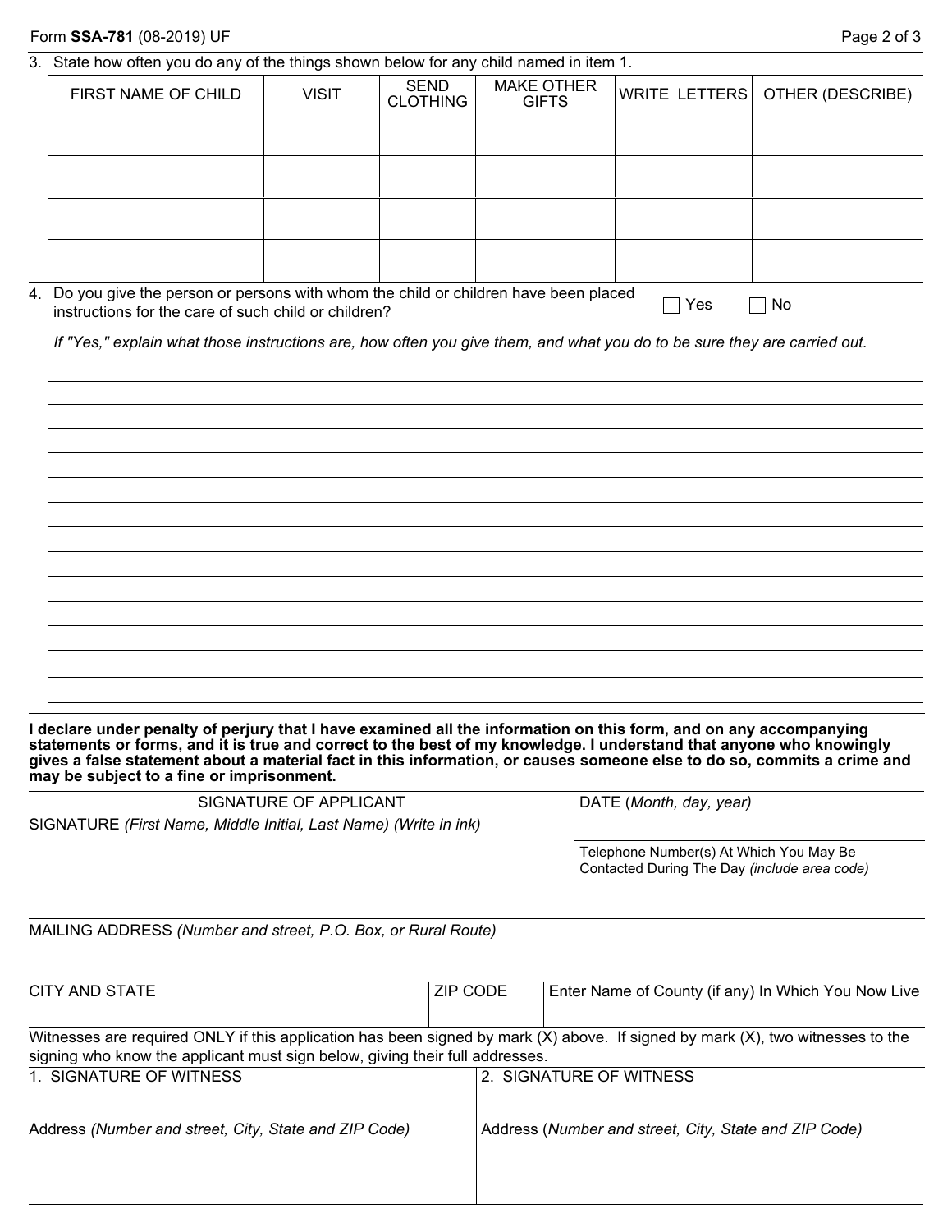3. State how often you do any of the things shown below for any child named in item 1.

| FIRST NAME OF CHILD | VISIT | SEND CLOTHING | MAKE OTHER GIFTS | WRITE LETTERS | OTHER (DESCRIBE) |
| --- | --- | --- | --- | --- | --- |
| | | | | | |
| | | | | | |
| | | | | | |
| | | | | | |

4. Do you give the person or persons with whom the child or children have been placed instructions for the care of such child or children? ☐ Yes ☐ No

*If "Yes," explain what those instructions are, how often you give them, and what you do to be sure they are carried out.*

**I declare under penalty of perjury that I have examined all the information on this form, and on any accompanying statements or forms, and it is true and correct to the best of my knowledge. I understand that anyone who knowingly gives a false statement about a material fact in this information, or causes someone else to do so, commits a crime and may be subject to a fine or imprisonment.**

| SIGNATURE OF APPLICANT<br>SIGNATURE *(First Name, Middle Initial, Last Name) (Write in ink)* | DATE (*Month, day, year*) |
| --- | --- |
| | Telephone Number(s) At Which You May Be Contacted During The Day *(include area code)* |

MAILING ADDRESS *(Number and street, P.O. Box, or Rural Route)*

| CITY AND STATE | ZIP CODE | Enter Name of County (if any) In Which You Now Live |
| --- | --- | --- |
| | | |

Witnesses are required ONLY if this application has been signed by mark (X) above. If signed by mark (X), two witnesses to the signing who know the applicant must sign below, giving their full addresses.

| 1. SIGNATURE OF WITNESS | 2. SIGNATURE OF WITNESS |
| --- | --- |
| Address *(Number and street, City, State and ZIP Code)* | Address (*Number and street, City, State and ZIP Code)* |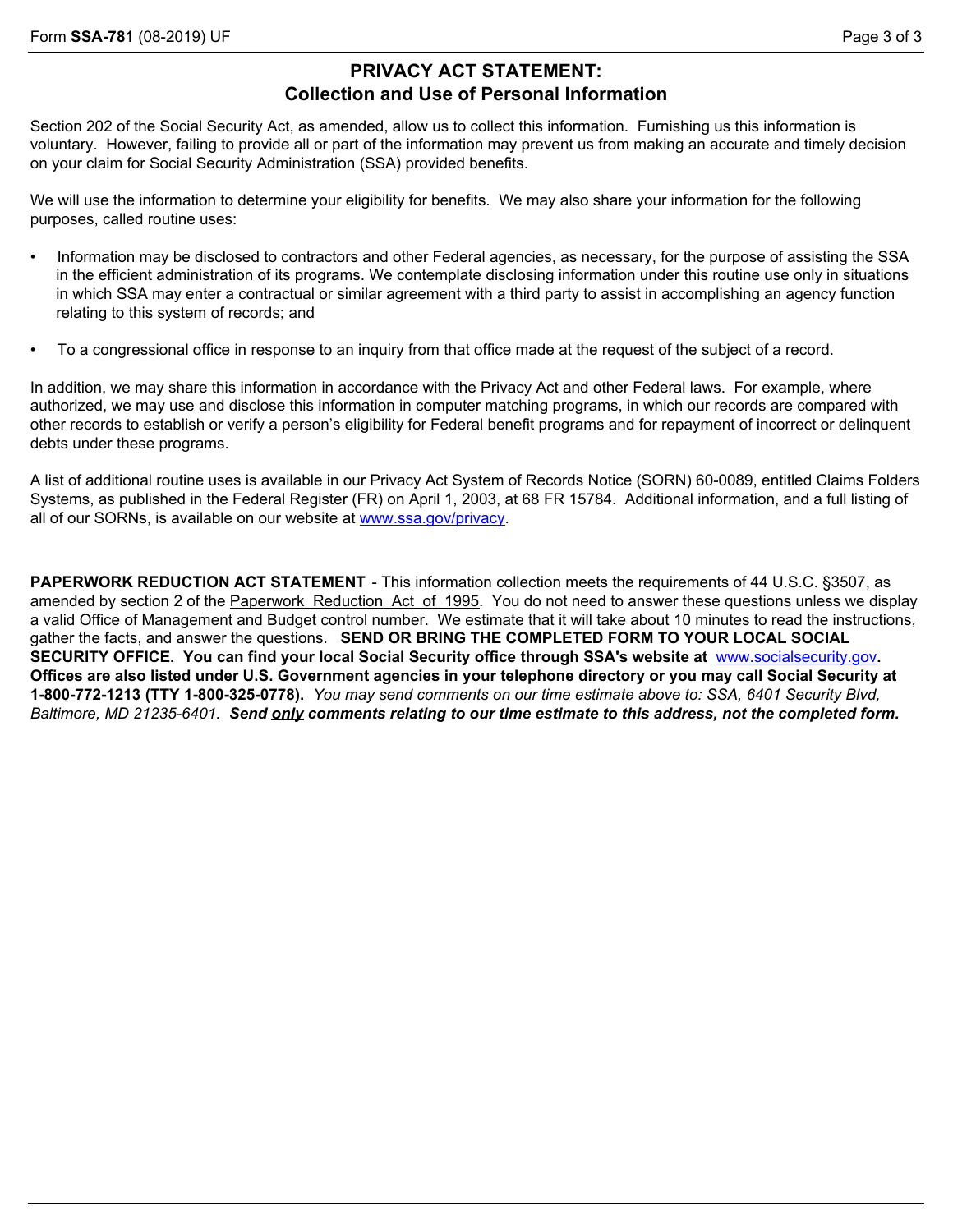## PRIVACY ACT STATEMENT:
## Collection and Use of Personal Information

Section 202 of the Social Security Act, as amended, allow us to collect this information. Furnishing us this information is voluntary. However, failing to provide all or part of the information may prevent us from making an accurate and timely decision on your claim for Social Security Administration (SSA) provided benefits.

We will use the information to determine your eligibility for benefits. We may also share your information for the following purposes, called routine uses:

- Information may be disclosed to contractors and other Federal agencies, as necessary, for the purpose of assisting the SSA in the efficient administration of its programs. We contemplate disclosing information under this routine use only in situations in which SSA may enter a contractual or similar agreement with a third party to assist in accomplishing an agency function relating to this system of records; and

- To a congressional office in response to an inquiry from that office made at the request of the subject of a record.

In addition, we may share this information in accordance with the Privacy Act and other Federal laws. For example, where authorized, we may use and disclose this information in computer matching programs, in which our records are compared with other records to establish or verify a person's eligibility for Federal benefit programs and for repayment of incorrect or delinquent debts under these programs.

A list of additional routine uses is available in our Privacy Act System of Records Notice (SORN) 60-0089, entitled Claims Folders Systems, as published in the Federal Register (FR) on April 1, 2003, at 68 FR 15784. Additional information, and a full listing of all of our SORNs, is available on our website at www.ssa.gov/privacy.

**PAPERWORK REDUCTION ACT STATEMENT** - This information collection meets the requirements of 44 U.S.C. §3507, as amended by section 2 of the Paperwork Reduction Act of 1995. You do not need to answer these questions unless we display a valid Office of Management and Budget control number. We estimate that it will take about 10 minutes to read the instructions, gather the facts, and answer the questions. **SEND OR BRING THE COMPLETED FORM TO YOUR LOCAL SOCIAL SECURITY OFFICE. You can find your local Social Security office through SSA's website at www.socialsecurity.gov. Offices are also listed under U.S. Government agencies in your telephone directory or you may call Social Security at 1-800-772-1213 (TTY 1-800-325-0778).** *You may send comments on our time estimate above to: SSA, 6401 Security Blvd, Baltimore, MD 21235-6401.* ***Send only comments relating to our time estimate to this address, not the completed form.***